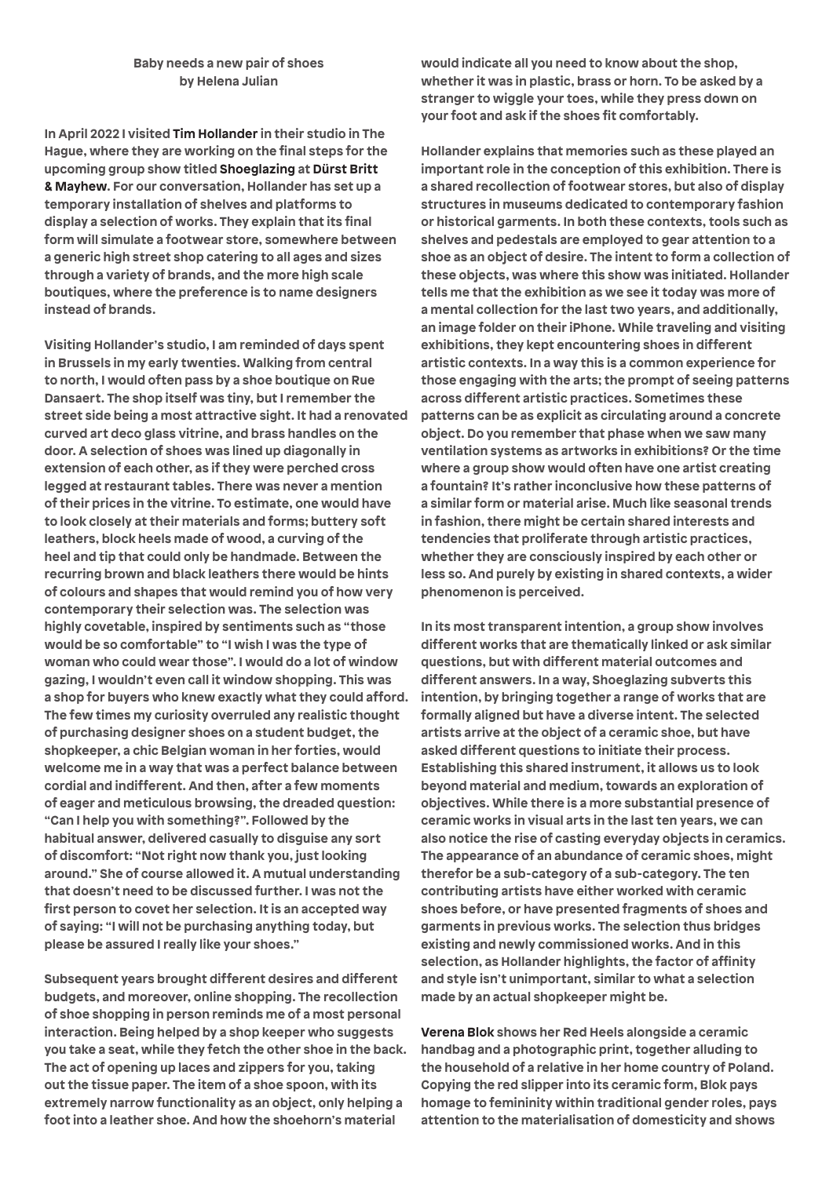# Baby needs a new pair of shoes
by Helena Julian

In April 2022 I visited **Tim Hollander** in their studio in The Hague, where they are working on the final steps for the upcoming group show titled **Shoeglazing** at **Dürst Britt & Mayhew**. For our conversation, Hollander has set up a temporary installation of shelves and platforms to display a selection of works. They explain that its final form will simulate a footwear store, somewhere between a generic high street shop catering to all ages and sizes through a variety of brands, and the more high scale boutiques, where the preference is to name designers instead of brands.

Visiting Hollander's studio, I am reminded of days spent in Brussels in my early twenties. Walking from central to north, I would often pass by a shoe boutique on Rue Dansaert. The shop itself was tiny, but I remember the street side being a most attractive sight. It had a renovated curved art deco glass vitrine, and brass handles on the door. A selection of shoes was lined up diagonally in extension of each other, as if they were perched cross legged at restaurant tables. There was never a mention of their prices in the vitrine. To estimate, one would have to look closely at their materials and forms; buttery soft leathers, block heels made of wood, a curving of the heel and tip that could only be handmade. Between the recurring brown and black leathers there would be hints of colours and shapes that would remind you of how very contemporary their selection was. The selection was highly covetable, inspired by sentiments such as "those would be so comfortable" to "I wish I was the type of woman who could wear those". I would do a lot of window gazing, I wouldn't even call it window shopping. This was a shop for buyers who knew exactly what they could afford. The few times my curiosity overruled any realistic thought of purchasing designer shoes on a student budget, the shopkeeper, a chic Belgian woman in her forties, would welcome me in a way that was a perfect balance between cordial and indifferent. And then, after a few moments of eager and meticulous browsing, the dreaded question: "Can I help you with something?". Followed by the habitual answer, delivered casually to disguise any sort of discomfort: "Not right now thank you, just looking around." She of course allowed it. A mutual understanding that doesn't need to be discussed further. I was not the first person to covet her selection. It is an accepted way of saying: "I will not be purchasing anything today, but please be assured I really like your shoes."

Subsequent years brought different desires and different budgets, and moreover, online shopping. The recollection of shoe shopping in person reminds me of a most personal interaction. Being helped by a shop keeper who suggests you take a seat, while they fetch the other shoe in the back. The act of opening up laces and zippers for you, taking out the tissue paper. The item of a shoe spoon, with its extremely narrow functionality as an object, only helping a foot into a leather shoe. And how the shoehorn's material would indicate all you need to know about the shop, whether it was in plastic, brass or horn. To be asked by a stranger to wiggle your toes, while they press down on your foot and ask if the shoes fit comfortably.

Hollander explains that memories such as these played an important role in the conception of this exhibition. There is a shared recollection of footwear stores, but also of display structures in museums dedicated to contemporary fashion or historical garments. In both these contexts, tools such as shelves and pedestals are employed to gear attention to a shoe as an object of desire. The intent to form a collection of these objects, was where this show was initiated. Hollander tells me that the exhibition as we see it today was more of a mental collection for the last two years, and additionally, an image folder on their iPhone. While traveling and visiting exhibitions, they kept encountering shoes in different artistic contexts. In a way this is a common experience for those engaging with the arts; the prompt of seeing patterns across different artistic practices. Sometimes these patterns can be as explicit as circulating around a concrete object. Do you remember that phase when we saw many ventilation systems as artworks in exhibitions? Or the time where a group show would often have one artist creating a fountain? It's rather inconclusive how these patterns of a similar form or material arise. Much like seasonal trends in fashion, there might be certain shared interests and tendencies that proliferate through artistic practices, whether they are consciously inspired by each other or less so. And purely by existing in shared contexts, a wider phenomenon is perceived.

In its most transparent intention, a group show involves different works that are thematically linked or ask similar questions, but with different material outcomes and different answers. In a way, Shoeglazing subverts this intention, by bringing together a range of works that are formally aligned but have a diverse intent. The selected artists arrive at the object of a ceramic shoe, but have asked different questions to initiate their process. Establishing this shared instrument, it allows us to look beyond material and medium, towards an exploration of objectives. While there is a more substantial presence of ceramic works in visual arts in the last ten years, we can also notice the rise of casting everyday objects in ceramics. The appearance of an abundance of ceramic shoes, might therefor be a sub-category of a sub-category. The ten contributing artists have either worked with ceramic shoes before, or have presented fragments of shoes and garments in previous works. The selection thus bridges existing and newly commissioned works. And in this selection, as Hollander highlights, the factor of affinity and style isn't unimportant, similar to what a selection made by an actual shopkeeper might be.

**Verena Blok** shows her Red Heels alongside a ceramic handbag and a photographic print, together alluding to the household of a relative in her home country of Poland. Copying the red slipper into its ceramic form, Blok pays homage to femininity within traditional gender roles, pays attention to the materialisation of domesticity and shows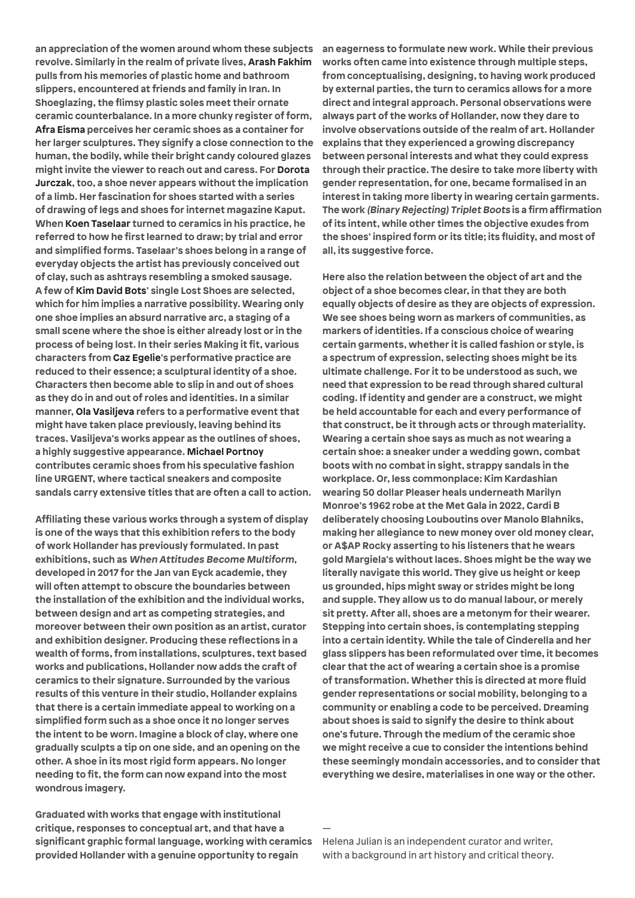an appreciation of the women around whom these subjects revolve. Similarly in the realm of private lives, Arash Fakhim pulls from his memories of plastic home and bathroom slippers, encountered at friends and family in Iran. In Shoeglazing, the flimsy plastic soles meet their ornate ceramic counterbalance. In a more chunky register of form, Afra Eisma perceives her ceramic shoes as a container for her larger sculptures. They signify a close connection to the human, the bodily, while their bright candy coloured glazes might invite the viewer to reach out and caress. For Dorota Jurczak, too, a shoe never appears without the implication of a limb. Her fascination for shoes started with a series of drawing of legs and shoes for internet magazine Kaput. When Koen Taselaar turned to ceramics in his practice, he referred to how he first learned to draw; by trial and error and simplified forms. Taselaar's shoes belong in a range of everyday objects the artist has previously conceived out of clay, such as ashtrays resembling a smoked sausage. A few of Kim David Bots' single Lost Shoes are selected, which for him implies a narrative possibility. Wearing only one shoe implies an absurd narrative arc, a staging of a small scene where the shoe is either already lost or in the process of being lost. In their series Making it fit, various characters from Caz Egelie's performative practice are reduced to their essence; a sculptural identity of a shoe. Characters then become able to slip in and out of shoes as they do in and out of roles and identities. In a similar manner, Ola Vasiljeva refers to a performative event that might have taken place previously, leaving behind its traces. Vasiljeva's works appear as the outlines of shoes, a highly suggestive appearance. Michael Portnoy contributes ceramic shoes from his speculative fashion line URGENT, where tactical sneakers and composite sandals carry extensive titles that are often a call to action.

Affiliating these various works through a system of display is one of the ways that this exhibition refers to the body of work Hollander has previously formulated. In past exhibitions, such as *When Attitudes Become Multiform*, developed in 2017 for the Jan van Eyck academie, they will often attempt to obscure the boundaries between the installation of the exhibition and the individual works, between design and art as competing strategies, and moreover between their own position as an artist, curator and exhibition designer. Producing these reflections in a wealth of forms, from installations, sculptures, text based works and publications, Hollander now adds the craft of ceramics to their signature. Surrounded by the various results of this venture in their studio, Hollander explains that there is a certain immediate appeal to working on a simplified form such as a shoe once it no longer serves the intent to be worn. Imagine a block of clay, where one gradually sculpts a tip on one side, and an opening on the other. A shoe in its most rigid form appears. No longer needing to fit, the form can now expand into the most wondrous imagery.

Graduated with works that engage with institutional critique, responses to conceptual art, and that have a significant graphic formal language, working with ceramics provided Hollander with a genuine opportunity to regain an eagerness to formulate new work. While their previous works often came into existence through multiple steps, from conceptualising, designing, to having work produced by external parties, the turn to ceramics allows for a more direct and integral approach. Personal observations were always part of the works of Hollander, now they dare to involve observations outside of the realm of art. Hollander explains that they experienced a growing discrepancy between personal interests and what they could express through their practice. The desire to take more liberty with gender representation, for one, became formalised in an interest in taking more liberty in wearing certain garments. The work *(Binary Rejecting) Triplet Boots* is a firm affirmation of its intent, while other times the objective exudes from the shoes' inspired form or its title; its fluidity, and most of all, its suggestive force.

Here also the relation between the object of art and the object of a shoe becomes clear, in that they are both equally objects of desire as they are objects of expression. We see shoes being worn as markers of communities, as markers of identities. If a conscious choice of wearing certain garments, whether it is called fashion or style, is a spectrum of expression, selecting shoes might be its ultimate challenge. For it to be understood as such, we need that expression to be read through shared cultural coding. If identity and gender are a construct, we might be held accountable for each and every performance of that construct, be it through acts or through materiality. Wearing a certain shoe says as much as not wearing a certain shoe: a sneaker under a wedding gown, combat boots with no combat in sight, strappy sandals in the workplace. Or, less commonplace: Kim Kardashian wearing 50 dollar Pleaser heals underneath Marilyn Monroe's 1962 robe at the Met Gala in 2022, Cardi B deliberately choosing Louboutins over Manolo Blahniks, making her allegiance to new money over old money clear, or A$AP Rocky asserting to his listeners that he wears gold Margiela's without laces. Shoes might be the way we literally navigate this world. They give us height or keep us grounded, hips might sway or strides might be long and supple. They allow us to do manual labour, or merely sit pretty. After all, shoes are a metonym for their wearer. Stepping into certain shoes, is contemplating stepping into a certain identity. While the tale of Cinderella and her glass slippers has been reformulated over time, it becomes clear that the act of wearing a certain shoe is a promise of transformation. Whether this is directed at more fluid gender representations or social mobility, belonging to a community or enabling a code to be perceived. Dreaming about shoes is said to signify the desire to think about one's future. Through the medium of the ceramic shoe we might receive a cue to consider the intentions behind these seemingly mondain accessories, and to consider that everything we desire, materialises in one way or the other.

—

Helena Julian is an independent curator and writer, with a background in art history and critical theory.